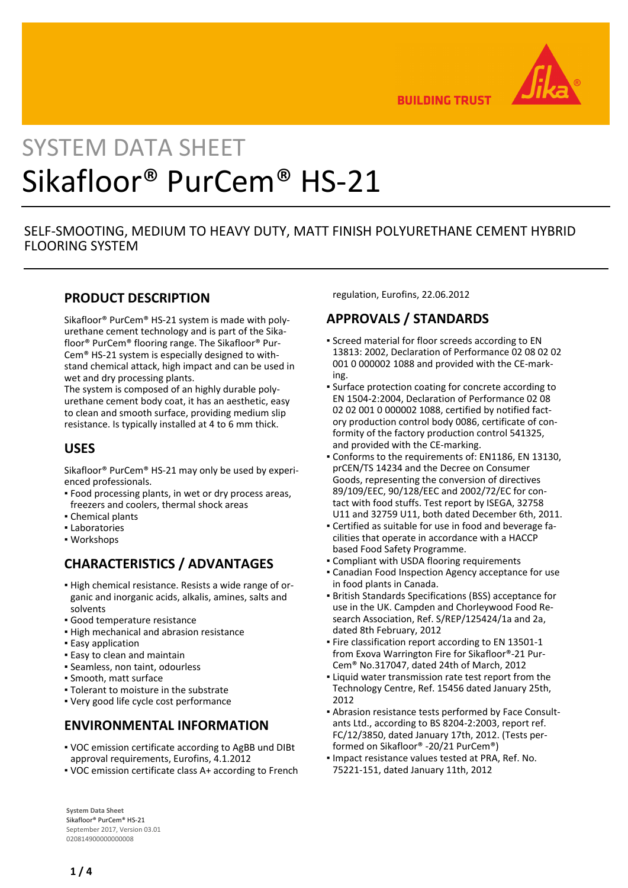# SYSTEM DATA SHEET

# Sikafloor® PurCem® HS-21

SELF-SMOOTING, MEDIUM TO HEAVY DUTY, MATT FINISH POLYURETHANE CEMENT HYBRID FLOORING SYSTEM

## PRODUCT DESCRIPTION

Sikafloor® PurCem® HS-21 system is made with polyurethane cement technology and is part of the Sikafloor® PurCem® flooring range. The Sikafloor® PurCem® HS-21 system is especially designed to withstand chemical attack, high impact and can be used in wet and dry processing plants.
The system is composed of an highly durable polyurethane cement body coat, it has an aesthetic, easy to clean and smooth surface, providing medium slip resistance. Is typically installed at 4 to 6 mm thick.

## USES

Sikafloor® PurCem® HS-21 may only be used by experienced professionals.

- Food processing plants, in wet or dry process areas, freezers and coolers, thermal shock areas
- Chemical plants
- Laboratories
- Workshops

## CHARACTERISTICS / ADVANTAGES

- High chemical resistance. Resists a wide range of organic and inorganic acids, alkalis, amines, salts and solvents
- Good temperature resistance
- High mechanical and abrasion resistance
- Easy application
- Easy to clean and maintain
- Seamless, non taint, odourless
- Smooth, matt surface
- Tolerant to moisture in the substrate
- Very good life cycle cost performance

## ENVIRONMENTAL INFORMATION

- VOC emission certificate according to AgBB und DIBt approval requirements, Eurofins, 4.1.2012
- VOC emission certificate class A+ according to French regulation, Eurofins, 22.06.2012

## APPROVALS / STANDARDS

- Screed material for floor screeds according to EN 13813: 2002, Declaration of Performance 02 08 02 02 001 0 000002 1088 and provided with the CE-marking.
- Surface protection coating for concrete according to EN 1504-2:2004, Declaration of Performance 02 08 02 02 001 0 000002 1088, certified by notified factory production control body 0086, certificate of conformity of the factory production control 541325, and provided with the CE-marking.
- Conforms to the requirements of: EN1186, EN 13130, prCEN/TS 14234 and the Decree on Consumer Goods, representing the conversion of directives 89/109/EEC, 90/128/EEC and 2002/72/EC for contact with food stuffs. Test report by ISEGA, 32758 U11 and 32759 U11, both dated December 6th, 2011.
- Certified as suitable for use in food and beverage facilities that operate in accordance with a HACCP based Food Safety Programme.
- Compliant with USDA flooring requirements
- Canadian Food Inspection Agency acceptance for use in food plants in Canada.
- British Standards Specifications (BSS) acceptance for use in the UK. Campden and Chorleywood Food Research Association, Ref. S/REP/125424/1a and 2a, dated 8th February, 2012
- Fire classification report according to EN 13501-1 from Exova Warrington Fire for Sikafloor®-21 PurCem® No.317047, dated 24th of March, 2012
- Liquid water transmission rate test report from the Technology Centre, Ref. 15456 dated January 25th, 2012
- Abrasion resistance tests performed by Face Consultants Ltd., according to BS 8204-2:2003, report ref. FC/12/3850, dated January 17th, 2012. (Tests performed on Sikafloor® -20/21 PurCem®)
- Impact resistance values tested at PRA, Ref. No. 75221-151, dated January 11th, 2012

System Data Sheet
Sikafloor® PurCem® HS-21
September 2017, Version 03.01
020814900000000008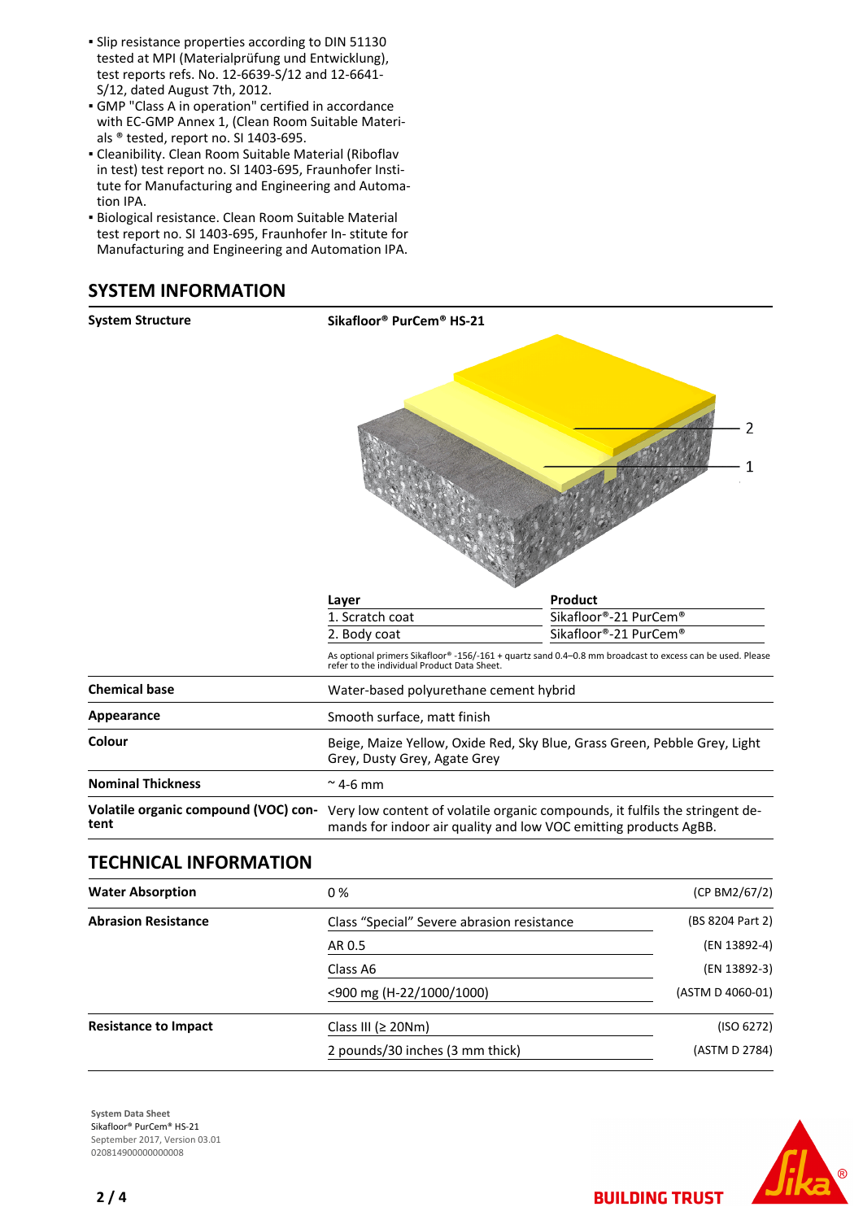- Slip resistance properties according to DIN 51130 tested at MPI (Materialprüfung und Entwicklung), test reports refs. No. 12-6639-S/12 and 12-6641-S/12, dated August 7th, 2012.
- GMP "Class A in operation" certified in accordance with EC-GMP Annex 1, (Clean Room Suitable Materials ® tested, report no. SI 1403-695.
- Cleanibility. Clean Room Suitable Material (Riboflav in test) test report no. SI 1403-695, Fraunhofer Institute for Manufacturing and Engineering and Automation IPA.
- Biological resistance. Clean Room Suitable Material test report no. SI 1403-695, Fraunhofer In- stitute for Manufacturing and Engineering and Automation IPA.

## SYSTEM INFORMATION

**System Structure**

**Sikafloor® PurCem® HS-21**

2

1

| Layer | Product |
|---|---|
| 1. Scratch coat | Sikafloor®-21 PurCem® |
| 2. Body coat | Sikafloor®-21 PurCem® |

As optional primers Sikafloor® -156/-161 + quartz sand 0.4–0.8 mm broadcast to excess can be used. Please refer to the individual Product Data Sheet.

| | |
|---|---|
| **Chemical base** | Water-based polyurethane cement hybrid |
| **Appearance** | Smooth surface, matt finish |
| **Colour** | Beige, Maize Yellow, Oxide Red, Sky Blue, Grass Green, Pebble Grey, Light Grey, Dusty Grey, Agate Grey |
| **Nominal Thickness** | ~ 4-6 mm |
| **Volatile organic compound (VOC) content** | Very low content of volatile organic compounds, it fulfils the stringent demands for indoor air quality and low VOC emitting products AgBB. |

## TECHNICAL INFORMATION

| | | |
|---|---|---|
| **Water Absorption** | 0 % | (CP BM2/67/2) |
| **Abrasion Resistance** | Class "Special" Severe abrasion resistance | (BS 8204 Part 2) |
| | AR 0.5 | (EN 13892-4) |
| | Class A6 | (EN 13892-3) |
| | <900 mg (H-22/1000/1000) | (ASTM D 4060-01) |
| **Resistance to Impact** | Class III (≥ 20Nm) | (ISO 6272) |
| | 2 pounds/30 inches (3 mm thick) | (ASTM D 2784) |

**System Data Sheet**
Sikafloor® PurCem® HS-21
September 2017, Version 03.01
020814900000000008

BUILDING TRUST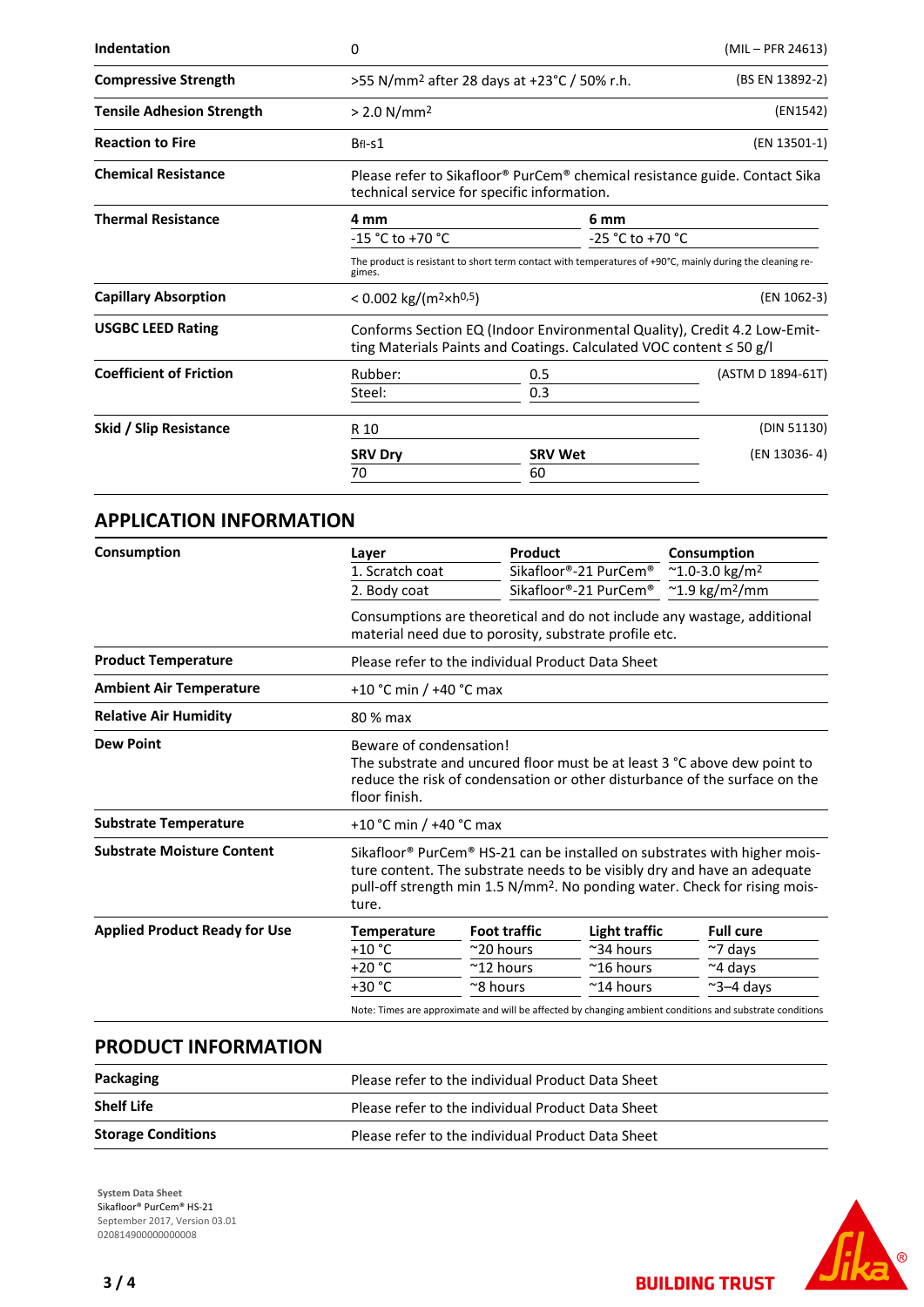| | | |
|---|---|---|
| **Indentation** | 0 | (MIL – PFR 24613) |
| **Compressive Strength** | >55 N/mm² after 28 days at +23°C / 50% r.h. | (BS EN 13892-2) |
| **Tensile Adhesion Strength** | > 2.0 N/mm² | (EN1542) |
| **Reaction to Fire** | Bfl-s1 | (EN 13501-1) |
| **Chemical Resistance** | Please refer to Sikafloor® PurCem® chemical resistance guide. Contact Sika technical service for specific information. | |

**Thermal Resistance**

| 4 mm | 6 mm |
|---|---|
| -15 °C to +70 °C | -25 °C to +70 °C |

The product is resistant to short term contact with temperatures of +90°C, mainly during the cleaning regimes.

| | | |
|---|---|---|
| **Capillary Absorption** | < 0.002 kg/(m²×h$^{0,5}$) | (EN 1062-3) |
| **USGBC LEED Rating** | Conforms Section EQ (Indoor Environmental Quality), Credit 4.2 Low-Emitting Materials Paints and Coatings. Calculated VOC content ≤ 50 g/l | |

**Coefficient of Friction** (ASTM D 1894-61T)

| | |
|---|---|
| Rubber: | 0.5 |
| Steel: | 0.3 |

**Skid / Slip Resistance**

R 10 (DIN 51130)

| SRV Dry | SRV Wet |
|---|---|
| 70 | 60 |

(EN 13036- 4)

## APPLICATION INFORMATION

**Consumption**

| Layer | Product | Consumption |
|---|---|---|
| 1. Scratch coat | Sikafloor®-21 PurCem® | ~1.0-3.0 kg/m² |
| 2. Body coat | Sikafloor®-21 PurCem® | ~1.9 kg/m²/mm |

Consumptions are theoretical and do not include any wastage, additional material need due to porosity, substrate profile etc.

| | |
|---|---|
| **Product Temperature** | Please refer to the individual Product Data Sheet |
| **Ambient Air Temperature** | +10 °C min / +40 °C max |
| **Relative Air Humidity** | 80 % max |
| **Dew Point** | Beware of condensation! The substrate and uncured floor must be at least 3 °C above dew point to reduce the risk of condensation or other disturbance of the surface on the floor finish. |
| **Substrate Temperature** | +10 °C min / +40 °C max |
| **Substrate Moisture Content** | Sikafloor® PurCem® HS-21 can be installed on substrates with higher moisture content. The substrate needs to be visibly dry and have an adequate pull-off strength min 1.5 N/mm². No ponding water. Check for rising moisture. |

**Applied Product Ready for Use**

| Temperature | Foot traffic | Light traffic | Full cure |
|---|---|---|---|
| +10 °C | ~20 hours | ~34 hours | ~7 days |
| +20 °C | ~12 hours | ~16 hours | ~4 days |
| +30 °C | ~8 hours | ~14 hours | ~3–4 days |

Note: Times are approximate and will be affected by changing ambient conditions and substrate conditions

## PRODUCT INFORMATION

| | |
|---|---|
| **Packaging** | Please refer to the individual Product Data Sheet |
| **Shelf Life** | Please refer to the individual Product Data Sheet |
| **Storage Conditions** | Please refer to the individual Product Data Sheet |

**System Data Sheet**
Sikafloor® PurCem® HS-21
September 2017, Version 03.01
020814900000000008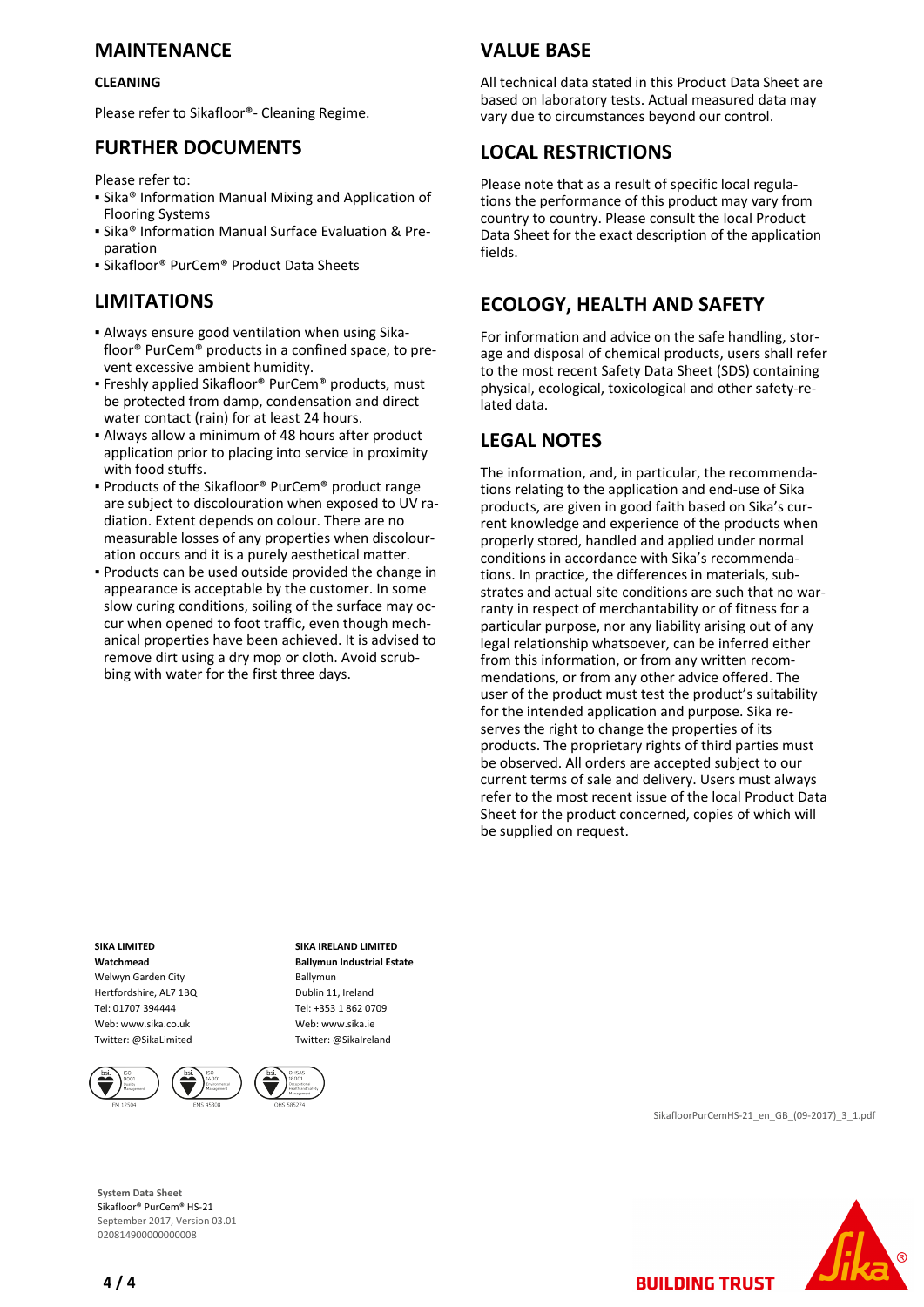## MAINTENANCE

### CLEANING

Please refer to Sikafloor®- Cleaning Regime.

## FURTHER DOCUMENTS

Please refer to:

- Sika® Information Manual Mixing and Application of Flooring Systems
- Sika® Information Manual Surface Evaluation & Preparation
- Sikafloor® PurCem® Product Data Sheets

## LIMITATIONS

- Always ensure good ventilation when using Sikafloor® PurCem® products in a confined space, to prevent excessive ambient humidity.
- Freshly applied Sikafloor® PurCem® products, must be protected from damp, condensation and direct water contact (rain) for at least 24 hours.
- Always allow a minimum of 48 hours after product application prior to placing into service in proximity with food stuffs.
- Products of the Sikafloor® PurCem® product range are subject to discolouration when exposed to UV radiation. Extent depends on colour. There are no measurable losses of any properties when discolouration occurs and it is a purely aesthetical matter.
- Products can be used outside provided the change in appearance is acceptable by the customer. In some slow curing conditions, soiling of the surface may occur when opened to foot traffic, even though mechanical properties have been achieved. It is advised to remove dirt using a dry mop or cloth. Avoid scrubbing with water for the first three days.

## VALUE BASE

All technical data stated in this Product Data Sheet are based on laboratory tests. Actual measured data may vary due to circumstances beyond our control.

## LOCAL RESTRICTIONS

Please note that as a result of specific local regulations the performance of this product may vary from country to country. Please consult the local Product Data Sheet for the exact description of the application fields.

## ECOLOGY, HEALTH AND SAFETY

For information and advice on the safe handling, storage and disposal of chemical products, users shall refer to the most recent Safety Data Sheet (SDS) containing physical, ecological, toxicological and other safety-related data.

## LEGAL NOTES

The information, and, in particular, the recommendations relating to the application and end-use of Sika products, are given in good faith based on Sika's current knowledge and experience of the products when properly stored, handled and applied under normal conditions in accordance with Sika's recommendations. In practice, the differences in materials, substrates and actual site conditions are such that no warranty in respect of merchantability or of fitness for a particular purpose, nor any liability arising out of any legal relationship whatsoever, can be inferred either from this information, or from any written recommendations, or from any other advice offered. The user of the product must test the product's suitability for the intended application and purpose. Sika reserves the right to change the properties of its products. The proprietary rights of third parties must be observed. All orders are accepted subject to our current terms of sale and delivery. Users must always refer to the most recent issue of the local Product Data Sheet for the product concerned, copies of which will be supplied on request.

**SIKA LIMITED**
**Watchmead**
Welwyn Garden City
Hertfordshire, AL7 1BQ
Tel: 01707 394444
Web: www.sika.co.uk
Twitter: @SikaLimited

**SIKA IRELAND LIMITED**
**Ballymun Industrial Estate**
Ballymun
Dublin 11, Ireland
Tel: +353 1 862 0709
Web: www.sika.ie
Twitter: @SikaIreland

FM 12504 EMS 45308 OHS 585274

SikafloorPurCemHS-21_en_GB_(09-2017)_3_1.pdf

**System Data Sheet**
Sikafloor® PurCem® HS-21
September 2017, Version 03.01
020814900000000008

**BUILDING TRUST**